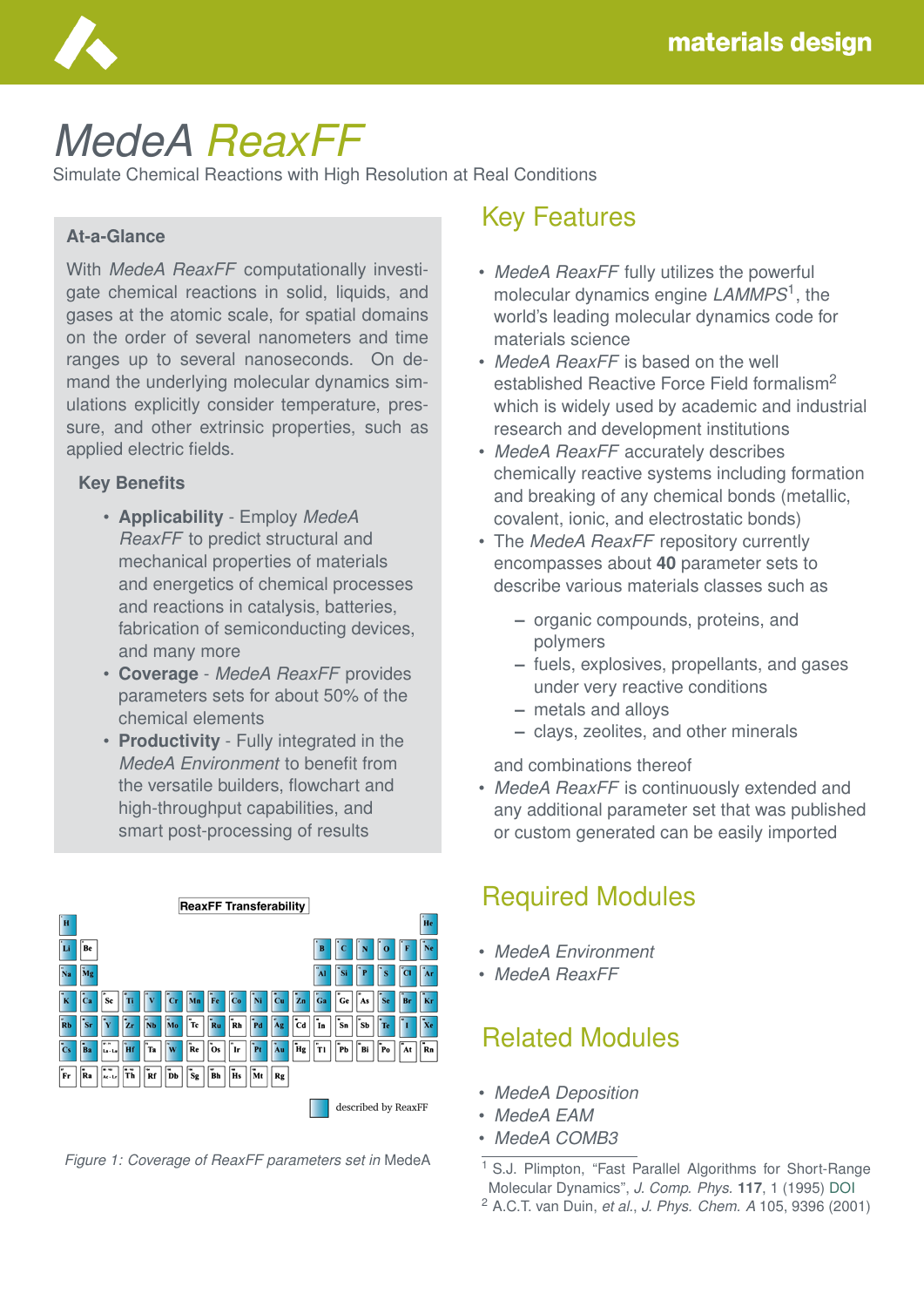# MedeA ReaxFF

Simulate Chemical Reactions with High Resolution at Real Conditions

### At-a-Glance

With *MedeA ReaxFF* computationally investigate chemical reactions in solid, liquids, and gases at the atomic scale, for spatial domains on the order of several nanometers and time ranges up to several nanoseconds. On demand the underlying molecular dynamics simulations explicitly consider temperature, pressure, and other extrinsic properties, such as applied electric fields.

### Key Benefits

- **Applicability** - Employ *MedeA ReaxFF* to predict structural and mechanical properties of materials and energetics of chemical processes and reactions in catalysis, batteries, fabrication of semiconducting devices, and many more
- **Coverage** - *MedeA ReaxFF* provides parameters sets for about 50% of the chemical elements
- **Productivity** - Fully integrated in the *MedeA Environment* to benefit from the versatile builders, flowchart and high-throughput capabilities, and smart post-processing of results

*Figure 1: Coverage of ReaxFF parameters set in* MedeA

## Key Features

- *MedeA ReaxFF* fully utilizes the powerful molecular dynamics engine *LAMMPS*[1], the world's leading molecular dynamics code for materials science
- *MedeA ReaxFF* is based on the well established Reactive Force Field formalism[2] which is widely used by academic and industrial research and development institutions
- *MedeA ReaxFF* accurately describes chemically reactive systems including formation and breaking of any chemical bonds (metallic, covalent, ionic, and electrostatic bonds)
- The *MedeA ReaxFF* repository currently encompasses about **40** parameter sets to describe various materials classes such as
  - organic compounds, proteins, and polymers
  - fuels, explosives, propellants, and gases under very reactive conditions
  - metals and alloys
  - clays, zeolites, and other minerals

  and combinations thereof
- *MedeA ReaxFF* is continuously extended and any additional parameter set that was published or custom generated can be easily imported

## Required Modules

- *MedeA Environment*
- *MedeA ReaxFF*

## Related Modules

- *MedeA Deposition*
- *MedeA EAM*
- *MedeA COMB3*

[1] S.J. Plimpton, "Fast Parallel Algorithms for Short-Range Molecular Dynamics", *J. Comp. Phys.* **117**, 1 (1995) DOI

[2] A.C.T. van Duin, *et al.*, *J. Phys. Chem. A* 105, 9396 (2001)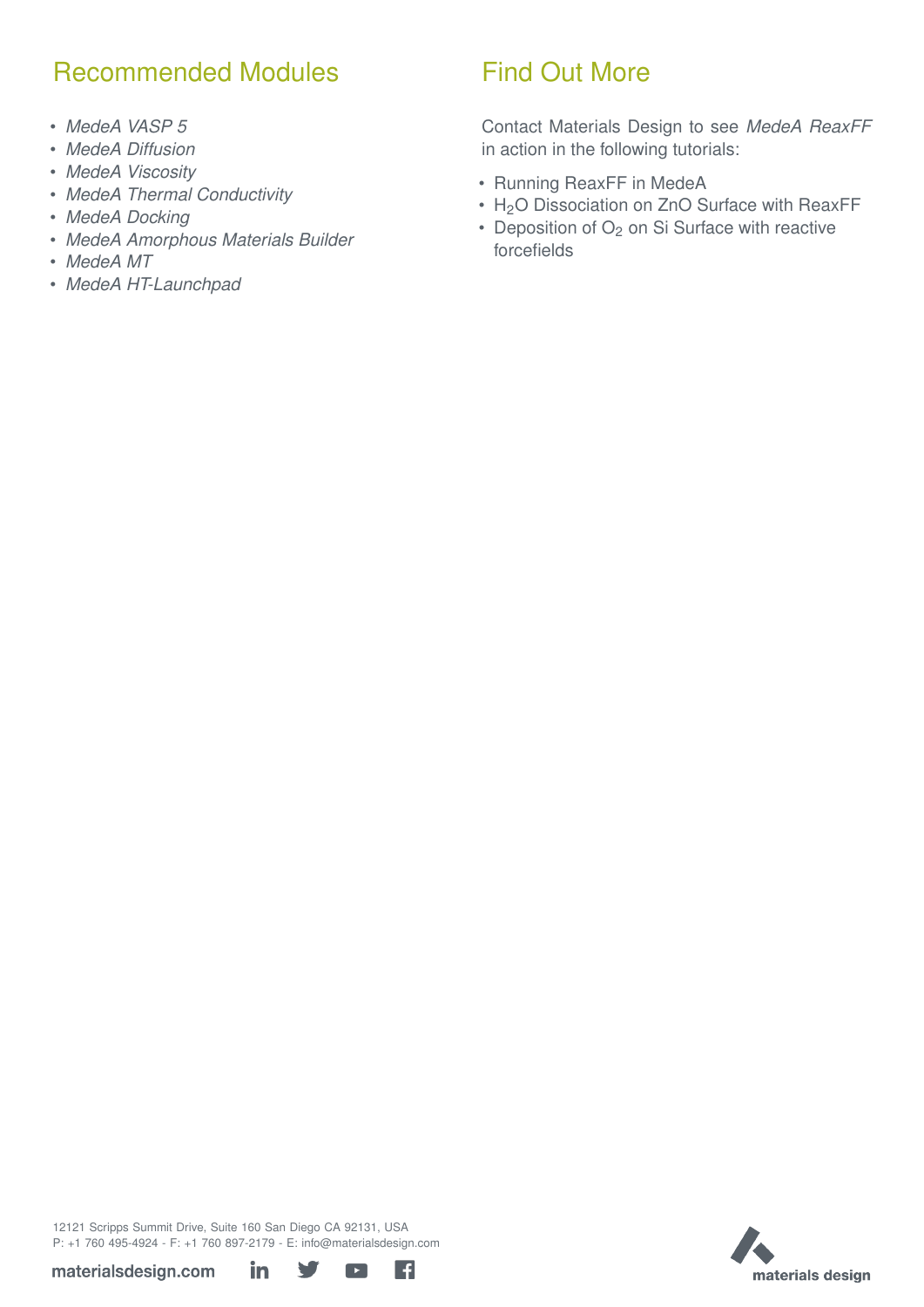## Recommended Modules

- *MedeA VASP 5*
- *MedeA Diffusion*
- *MedeA Viscosity*
- *MedeA Thermal Conductivity*
- *MedeA Docking*
- *MedeA Amorphous Materials Builder*
- *MedeA MT*
- *MedeA HT-Launchpad*

## Find Out More

Contact Materials Design to see *MedeA ReaxFF* in action in the following tutorials:

- Running ReaxFF in MedeA
- $H_2O$ Dissociation on ZnO Surface with ReaxFF
- Deposition of $O_2$ on Si Surface with reactive forcefields

12121 Scripps Summit Drive, Suite 160 San Diego CA 92131, USA
P: +1 760 495-4924 - F: +1 760 897-2179 - E: info@materialsdesign.com

materialsdesign.com

materials design